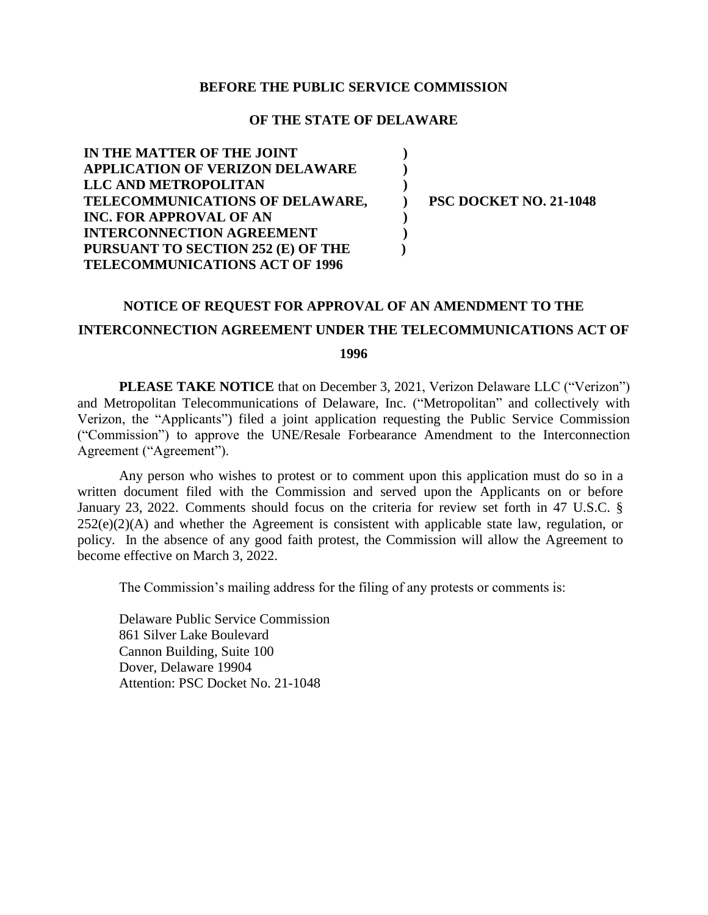**BEFORE THE PUBLIC SERVICE COMMISSION**

**OF THE STATE OF DELAWARE**

| | | |
|---|---|---|
| **IN THE MATTER OF THE JOINT APPLICATION OF VERIZON DELAWARE LLC AND METROPOLITAN TELECOMMUNICATIONS OF DELAWARE, INC. FOR APPROVAL OF AN INTERCONNECTION AGREEMENT PURSUANT TO SECTION 252 (E) OF THE TELECOMMUNICATIONS ACT OF 1996** | **)** | **PSC DOCKET NO. 21-1048** |

**NOTICE OF REQUEST FOR APPROVAL OF AN AMENDMENT TO THE INTERCONNECTION AGREEMENT UNDER THE TELECOMMUNICATIONS ACT OF 1996**

**PLEASE TAKE NOTICE** that on December 3, 2021, Verizon Delaware LLC ("Verizon") and Metropolitan Telecommunications of Delaware, Inc. ("Metropolitan" and collectively with Verizon, the "Applicants") filed a joint application requesting the Public Service Commission ("Commission") to approve the UNE/Resale Forbearance Amendment to the Interconnection Agreement ("Agreement").

Any person who wishes to protest or to comment upon this application must do so in a written document filed with the Commission and served upon the Applicants on or before January 23, 2022. Comments should focus on the criteria for review set forth in 47 U.S.C. § 252(e)(2)(A) and whether the Agreement is consistent with applicable state law, regulation, or policy. In the absence of any good faith protest, the Commission will allow the Agreement to become effective on March 3, 2022.

The Commission's mailing address for the filing of any protests or comments is:

Delaware Public Service Commission
861 Silver Lake Boulevard
Cannon Building, Suite 100
Dover, Delaware 19904
Attention: PSC Docket No. 21-1048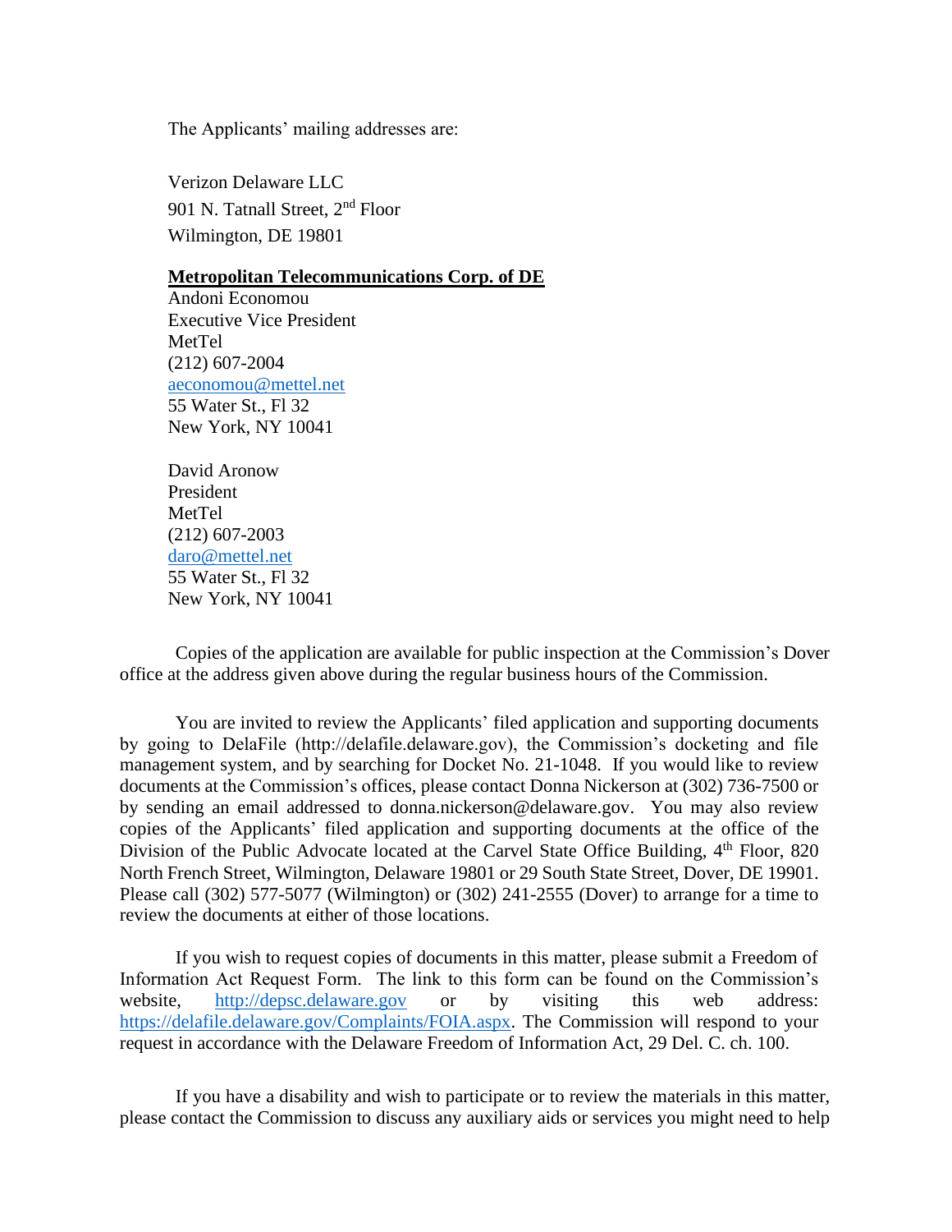The Applicants' mailing addresses are:

Verizon Delaware LLC
901 N. Tatnall Street, 2nd Floor
Wilmington, DE 19801

**Metropolitan Telecommunications Corp. of DE**
Andoni Economou
Executive Vice President
MetTel
(212) 607-2004
aeconomou@mettel.net
55 Water St., Fl 32
New York, NY 10041

David Aronow
President
MetTel
(212) 607-2003
daro@mettel.net
55 Water St., Fl 32
New York, NY 10041

Copies of the application are available for public inspection at the Commission's Dover office at the address given above during the regular business hours of the Commission.

You are invited to review the Applicants' filed application and supporting documents by going to DelaFile (http://delafile.delaware.gov), the Commission's docketing and file management system, and by searching for Docket No. 21-1048. If you would like to review documents at the Commission's offices, please contact Donna Nickerson at (302) 736-7500 or by sending an email addressed to donna.nickerson@delaware.gov. You may also review copies of the Applicants' filed application and supporting documents at the office of the Division of the Public Advocate located at the Carvel State Office Building, 4th Floor, 820 North French Street, Wilmington, Delaware 19801 or 29 South State Street, Dover, DE 19901. Please call (302) 577-5077 (Wilmington) or (302) 241-2555 (Dover) to arrange for a time to review the documents at either of those locations.

If you wish to request copies of documents in this matter, please submit a Freedom of Information Act Request Form. The link to this form can be found on the Commission's website, http://depsc.delaware.gov or by visiting this web address: https://delafile.delaware.gov/Complaints/FOIA.aspx. The Commission will respond to your request in accordance with the Delaware Freedom of Information Act, 29 Del. C. ch. 100.

If you have a disability and wish to participate or to review the materials in this matter, please contact the Commission to discuss any auxiliary aids or services you might need to help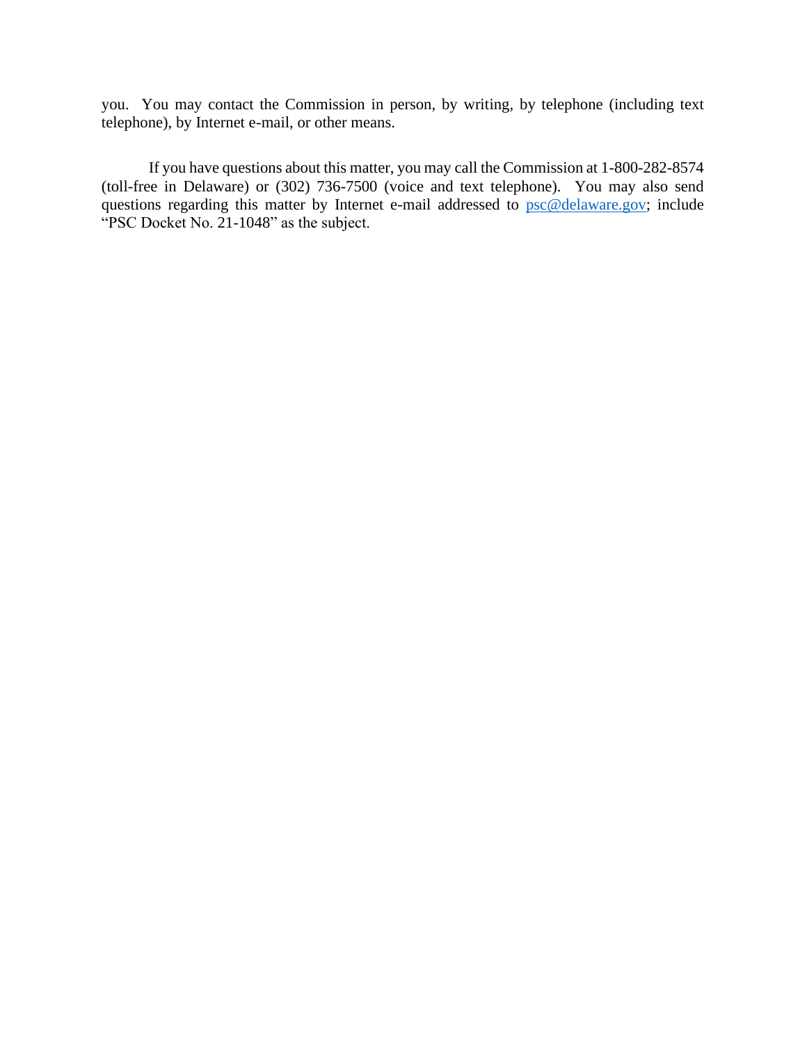you. You may contact the Commission in person, by writing, by telephone (including text telephone), by Internet e-mail, or other means.

If you have questions about this matter, you may call the Commission at 1-800-282-8574 (toll-free in Delaware) or (302) 736-7500 (voice and text telephone). You may also send questions regarding this matter by Internet e-mail addressed to psc@delaware.gov; include "PSC Docket No. 21-1048" as the subject.